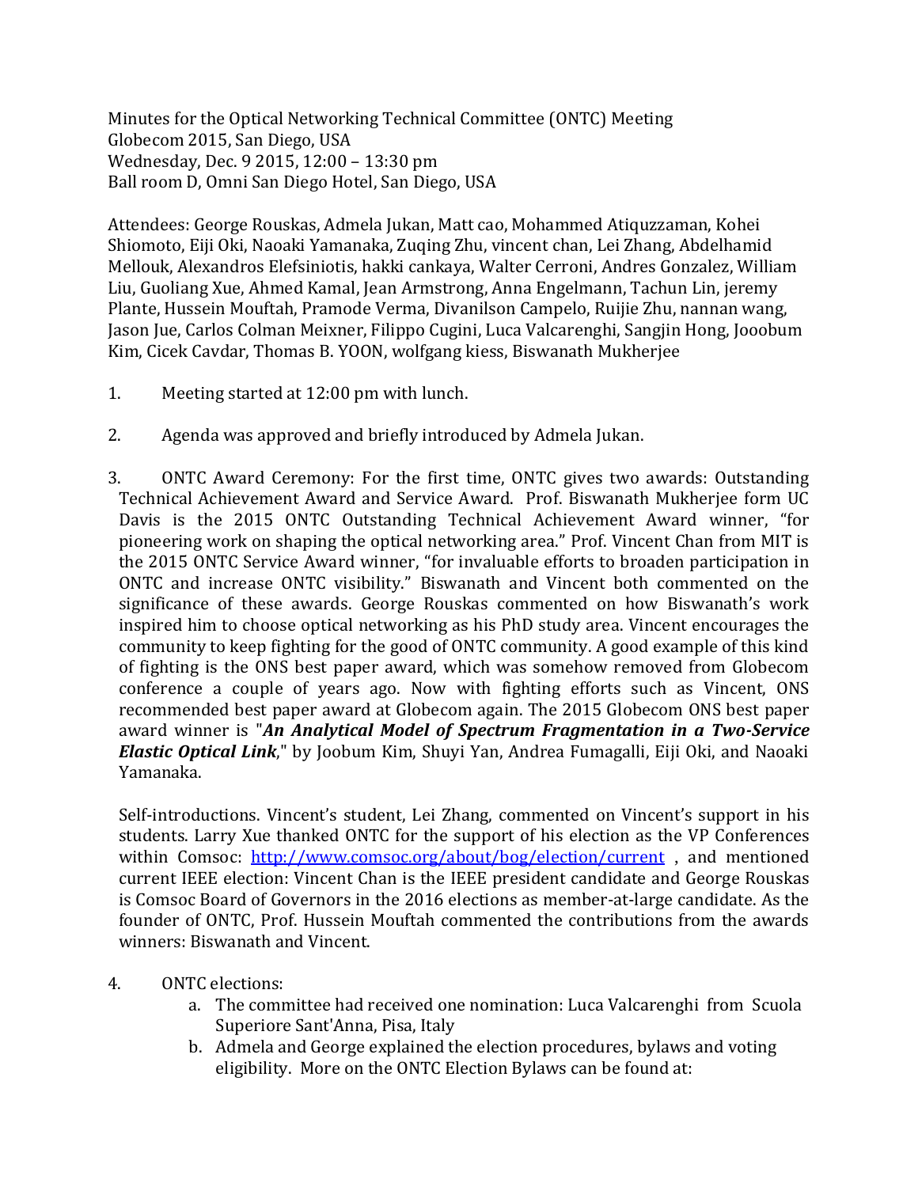Minutes for the Optical Networking Technical Committee (ONTC) Meeting
Globecom 2015, San Diego, USA
Wednesday, Dec. 9 2015, 12:00 – 13:30 pm
Ball room D, Omni San Diego Hotel, San Diego, USA

Attendees: George Rouskas, Admela Jukan, Matt cao, Mohammed Atiquzzaman, Kohei Shiomoto, Eiji Oki, Naoaki Yamanaka, Zuqing Zhu, vincent chan, Lei Zhang, Abdelhamid Mellouk, Alexandros Elefsiniotis, hakki cankaya, Walter Cerroni, Andres Gonzalez, William Liu, Guoliang Xue, Ahmed Kamal, Jean Armstrong, Anna Engelmann, Tachun Lin, jeremy Plante, Hussein Mouftah, Pramode Verma, Divanilson Campelo, Ruijie Zhu, nannan wang, Jason Jue, Carlos Colman Meixner, Filippo Cugini, Luca Valcarenghi, Sangjin Hong, Jooobum Kim, Cicek Cavdar, Thomas B. YOON, wolfgang kiess, Biswanath Mukherjee

1. Meeting started at 12:00 pm with lunch.

2. Agenda was approved and briefly introduced by Admela Jukan.

3. ONTC Award Ceremony: For the first time, ONTC gives two awards: Outstanding Technical Achievement Award and Service Award. Prof. Biswanath Mukherjee form UC Davis is the 2015 ONTC Outstanding Technical Achievement Award winner, "for pioneering work on shaping the optical networking area." Prof. Vincent Chan from MIT is the 2015 ONTC Service Award winner, "for invaluable efforts to broaden participation in ONTC and increase ONTC visibility." Biswanath and Vincent both commented on the significance of these awards. George Rouskas commented on how Biswanath's work inspired him to choose optical networking as his PhD study area. Vincent encourages the community to keep fighting for the good of ONTC community. A good example of this kind of fighting is the ONS best paper award, which was somehow removed from Globecom conference a couple of years ago. Now with fighting efforts such as Vincent, ONS recommended best paper award at Globecom again. The 2015 Globecom ONS best paper award winner is "***An Analytical Model of Spectrum Fragmentation in a Two-Service Elastic Optical Link***," by Joobum Kim, Shuyi Yan, Andrea Fumagalli, Eiji Oki, and Naoaki Yamanaka.

   Self-introductions. Vincent's student, Lei Zhang, commented on Vincent's support in his students. Larry Xue thanked ONTC for the support of his election as the VP Conferences within Comsoc: http://www.comsoc.org/about/bog/election/current , and mentioned current IEEE election: Vincent Chan is the IEEE president candidate and George Rouskas is Comsoc Board of Governors in the 2016 elections as member-at-large candidate. As the founder of ONTC, Prof. Hussein Mouftah commented the contributions from the awards winners: Biswanath and Vincent.

4. ONTC elections:
   a. The committee had received one nomination: Luca Valcarenghi from Scuola Superiore Sant'Anna, Pisa, Italy
   b. Admela and George explained the election procedures, bylaws and voting eligibility. More on the ONTC Election Bylaws can be found at: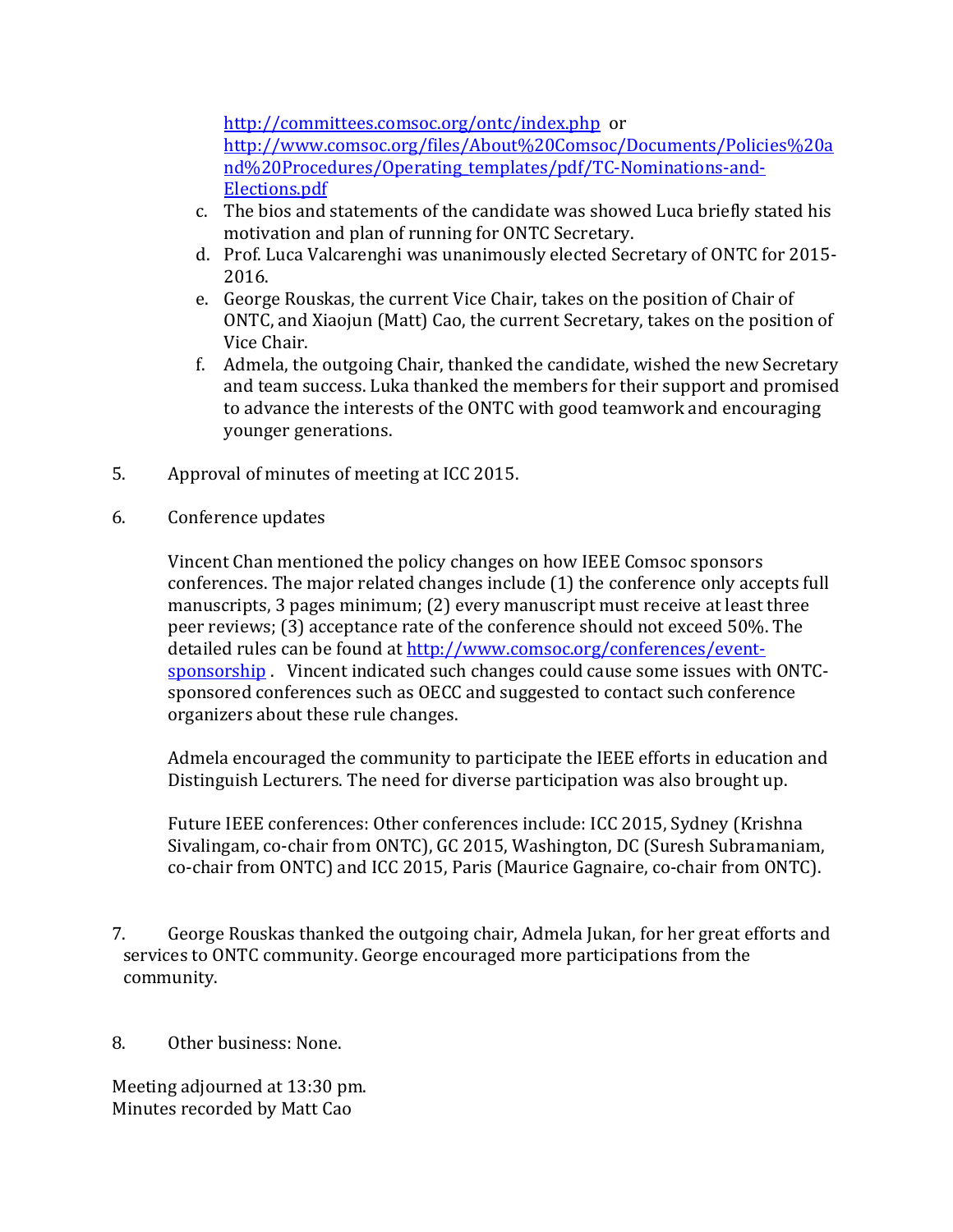http://committees.comsoc.org/ontc/index.php or http://www.comsoc.org/files/About%20Comsoc/Documents/Policies%20and%20Procedures/Operating_templates/pdf/TC-Nominations-and-Elections.pdf

c. The bios and statements of the candidate was showed Luca briefly stated his motivation and plan of running for ONTC Secretary.
d. Prof. Luca Valcarenghi was unanimously elected Secretary of ONTC for 2015-2016.
e. George Rouskas, the current Vice Chair, takes on the position of Chair of ONTC, and Xiaojun (Matt) Cao, the current Secretary, takes on the position of Vice Chair.
f. Admela, the outgoing Chair, thanked the candidate, wished the new Secretary and team success. Luka thanked the members for their support and promised to advance the interests of the ONTC with good teamwork and encouraging younger generations.

5. Approval of minutes of meeting at ICC 2015.

6. Conference updates

Vincent Chan mentioned the policy changes on how IEEE Comsoc sponsors conferences. The major related changes include (1) the conference only accepts full manuscripts, 3 pages minimum; (2) every manuscript must receive at least three peer reviews; (3) acceptance rate of the conference should not exceed 50%. The detailed rules can be found at http://www.comsoc.org/conferences/event-sponsorship . Vincent indicated such changes could cause some issues with ONTC-sponsored conferences such as OECC and suggested to contact such conference organizers about these rule changes.

Admela encouraged the community to participate the IEEE efforts in education and Distinguish Lecturers. The need for diverse participation was also brought up.

Future IEEE conferences: Other conferences include: ICC 2015, Sydney (Krishna Sivalingam, co-chair from ONTC), GC 2015, Washington, DC (Suresh Subramaniam, co-chair from ONTC) and ICC 2015, Paris (Maurice Gagnaire, co-chair from ONTC).

7. George Rouskas thanked the outgoing chair, Admela Jukan, for her great efforts and services to ONTC community. George encouraged more participations from the community.

8. Other business: None.

Meeting adjourned at 13:30 pm.
Minutes recorded by Matt Cao